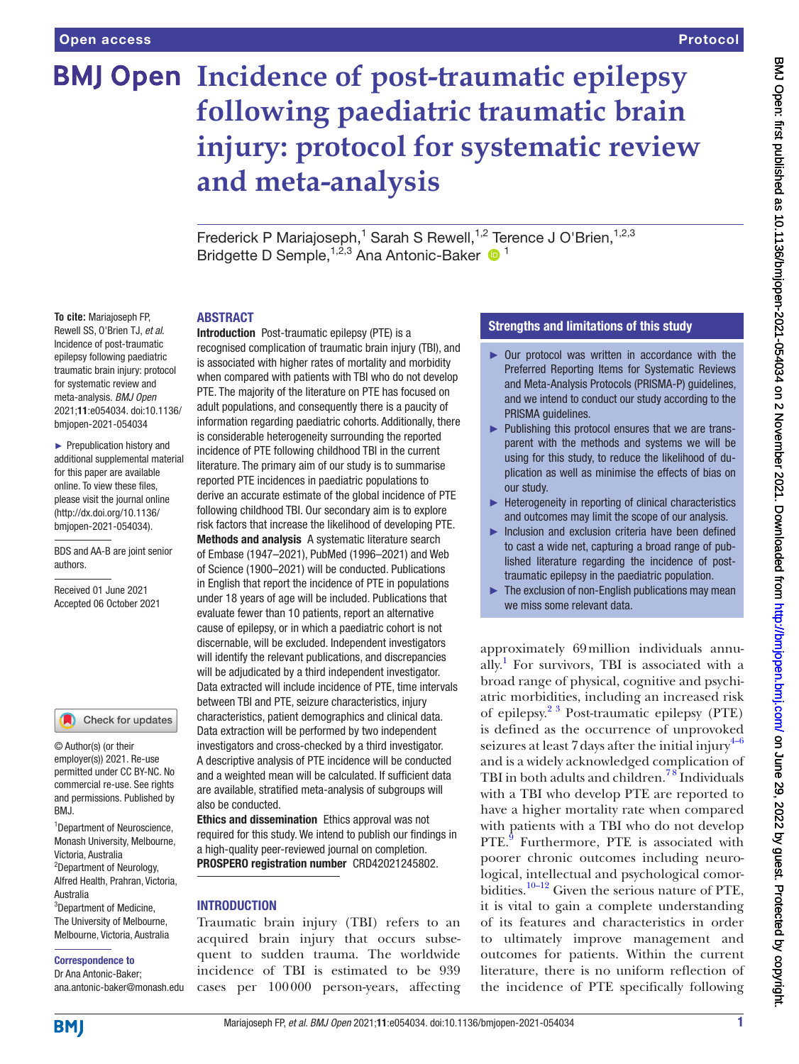# Incidence of post-traumatic epilepsy following paediatric traumatic brain injury: protocol for systematic review and meta-analysis

Frederick P Mariajoseph,[1] Sarah S Rewell,[1,2] Terence J O'Brien,[1,2,3] Bridgette D Semple,[1,2,3] Ana Antonic-Baker [1]

**To cite:** Mariajoseph FP, Rewell SS, O'Brien TJ, *et al.* Incidence of post-traumatic epilepsy following paediatric traumatic brain injury: protocol for systematic review and meta-analysis. *BMJ Open* 2021;**11**:e054034. doi:10.1136/bmjopen-2021-054034

► Prepublication history and additional supplemental material for this paper are available online. To view these files, please visit the journal online (http://dx.doi.org/10.1136/bmjopen-2021-054034).

BDS and AA-B are joint senior authors.

Received 01 June 2021
Accepted 06 October 2021

© Author(s) (or their employer(s)) 2021. Re-use permitted under CC BY-NC. No commercial re-use. See rights and permissions. Published by BMJ.

[1]Department of Neuroscience, Monash University, Melbourne, Victoria, Australia
[2]Department of Neurology, Alfred Health, Prahran, Victoria, Australia
[3]Department of Medicine, The University of Melbourne, Melbourne, Victoria, Australia

**Correspondence to**
Dr Ana Antonic-Baker;
ana.antonic-baker@monash.edu

## ABSTRACT

**Introduction** Post-traumatic epilepsy (PTE) is a recognised complication of traumatic brain injury (TBI), and is associated with higher rates of mortality and morbidity when compared with patients with TBI who do not develop PTE. The majority of the literature on PTE has focused on adult populations, and consequently there is a paucity of information regarding paediatric cohorts. Additionally, there is considerable heterogeneity surrounding the reported incidence of PTE following childhood TBI in the current literature. The primary aim of our study is to summarise reported PTE incidences in paediatric populations to derive an accurate estimate of the global incidence of PTE following childhood TBI. Our secondary aim is to explore risk factors that increase the likelihood of developing PTE.

**Methods and analysis** A systematic literature search of Embase (1947–2021), PubMed (1996–2021) and Web of Science (1900–2021) will be conducted. Publications in English that report the incidence of PTE in populations under 18 years of age will be included. Publications that evaluate fewer than 10 patients, report an alternative cause of epilepsy, or in which a paediatric cohort is not discernable, will be excluded. Independent investigators will identify the relevant publications, and discrepancies will be adjudicated by a third independent investigator. Data extracted will include incidence of PTE, time intervals between TBI and PTE, seizure characteristics, injury characteristics, patient demographics and clinical data. Data extraction will be performed by two independent investigators and cross-checked by a third investigator. A descriptive analysis of PTE incidence will be conducted and a weighted mean will be calculated. If sufficient data are available, stratified meta-analysis of subgroups will also be conducted.

**Ethics and dissemination** Ethics approval was not required for this study. We intend to publish our findings in a high-quality peer-reviewed journal on completion.

**PROSPERO registration number** CRD42021245802.

## Strengths and limitations of this study

- ► Our protocol was written in accordance with the Preferred Reporting Items for Systematic Reviews and Meta-Analysis Protocols (PRISMA-P) guidelines, and we intend to conduct our study according to the PRISMA guidelines.
- ► Publishing this protocol ensures that we are transparent with the methods and systems we will be using for this study, to reduce the likelihood of duplication as well as minimise the effects of bias on our study.
- ► Heterogeneity in reporting of clinical characteristics and outcomes may limit the scope of our analysis.
- ► Inclusion and exclusion criteria have been defined to cast a wide net, capturing a broad range of published literature regarding the incidence of post-traumatic epilepsy in the paediatric population.
- ► The exclusion of non-English publications may mean we miss some relevant data.

## INTRODUCTION

Traumatic brain injury (TBI) refers to an acquired brain injury that occurs subsequent to sudden trauma. The worldwide incidence of TBI is estimated to be 939 cases per 100 000 person-years, affecting approximately 69 million individuals annually.[1] For survivors, TBI is associated with a broad range of physical, cognitive and psychiatric morbidities, including an increased risk of epilepsy.[2,3] Post-traumatic epilepsy (PTE) is defined as the occurrence of unprovoked seizures at least 7 days after the initial injury[4–6] and is a widely acknowledged complication of TBI in both adults and children.[7,8] Individuals with a TBI who develop PTE are reported to have a higher mortality rate when compared with patients with a TBI who do not develop PTE.[9] Furthermore, PTE is associated with poorer chronic outcomes including neurological, intellectual and psychological comorbidities.[10–12] Given the serious nature of PTE, it is vital to gain a complete understanding of its features and characteristics in order to ultimately improve management and outcomes for patients. Within the current literature, there is no uniform reflection of the incidence of PTE specifically following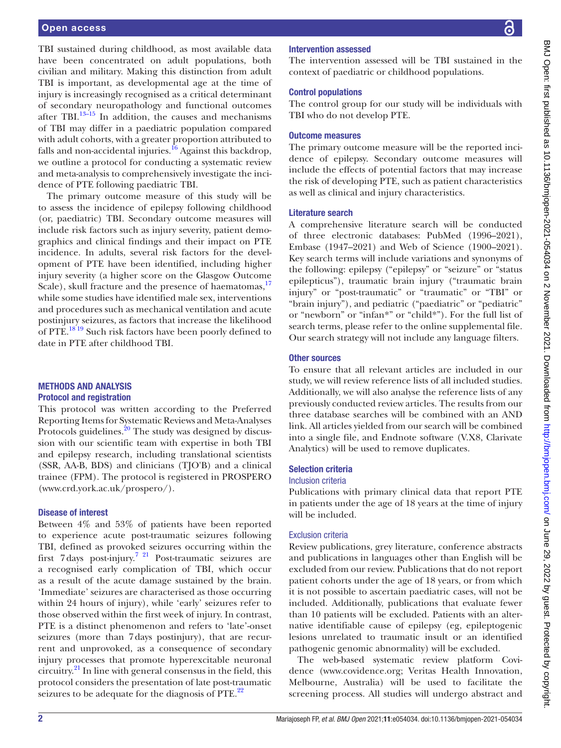TBI sustained during childhood, as most available data have been concentrated on adult populations, both civilian and military. Making this distinction from adult TBI is important, as developmental age at the time of injury is increasingly recognised as a critical determinant of secondary neuropathology and functional outcomes after TBI.[13–15] In addition, the causes and mechanisms of TBI may differ in a paediatric population compared with adult cohorts, with a greater proportion attributed to falls and non-accidental injuries.[16] Against this backdrop, we outline a protocol for conducting a systematic review and meta-analysis to comprehensively investigate the incidence of PTE following paediatric TBI.

The primary outcome measure of this study will be to assess the incidence of epilepsy following childhood (or, paediatric) TBI. Secondary outcome measures will include risk factors such as injury severity, patient demographics and clinical findings and their impact on PTE incidence. In adults, several risk factors for the development of PTE have been identified, including higher injury severity (a higher score on the Glasgow Outcome Scale), skull fracture and the presence of haematomas,[17] while some studies have identified male sex, interventions and procedures such as mechanical ventilation and acute postinjury seizures, as factors that increase the likelihood of PTE.[18 19] Such risk factors have been poorly defined to date in PTE after childhood TBI.

## METHODS AND ANALYSIS

### Protocol and registration

This protocol was written according to the Preferred Reporting Items for Systematic Reviews and Meta-Analyses Protocols guidelines.[20] The study was designed by discussion with our scientific team with expertise in both TBI and epilepsy research, including translational scientists (SSR, AA-B, BDS) and clinicians (TJO'B) and a clinical trainee (FPM). The protocol is registered in PROSPERO (www.crd.york.ac.uk/prospero/).

### Disease of interest

Between 4% and 53% of patients have been reported to experience acute post-traumatic seizures following TBI, defined as provoked seizures occurring within the first 7 days post-injury.[7 21] Post-traumatic seizures are a recognised early complication of TBI, which occur as a result of the acute damage sustained by the brain. 'Immediate' seizures are characterised as those occurring within 24 hours of injury), while 'early' seizures refer to those observed within the first week of injury. In contrast, PTE is a distinct phenomenon and refers to 'late'-onset seizures (more than 7 days postinjury), that are recurrent and unprovoked, as a consequence of secondary injury processes that promote hyperexcitable neuronal circuitry.[21] In line with general consensus in the field, this protocol considers the presentation of late post-traumatic seizures to be adequate for the diagnosis of PTE.[22]

### Intervention assessed

The intervention assessed will be TBI sustained in the context of paediatric or childhood populations.

### Control populations

The control group for our study will be individuals with TBI who do not develop PTE.

### Outcome measures

The primary outcome measure will be the reported incidence of epilepsy. Secondary outcome measures will include the effects of potential factors that may increase the risk of developing PTE, such as patient characteristics as well as clinical and injury characteristics.

### Literature search

A comprehensive literature search will be conducted of three electronic databases: PubMed (1996–2021), Embase (1947–2021) and Web of Science (1900–2021). Key search terms will include variations and synonyms of the following: epilepsy ("epilepsy" or "seizure" or "status epilepticus"), traumatic brain injury ("traumatic brain injury" or "post-traumatic" or "traumatic" or "TBI" or "brain injury"), and pediatric ("paediatric" or "pediatric" or "newborn" or "infan*" or "child*"). For the full list of search terms, please refer to the online supplemental file. Our search strategy will not include any language filters.

### Other sources

To ensure that all relevant articles are included in our study, we will review reference lists of all included studies. Additionally, we will also analyse the reference lists of any previously conducted review articles. The results from our three database searches will be combined with an AND link. All articles yielded from our search will be combined into a single file, and Endnote software (V.X8, Clarivate Analytics) will be used to remove duplicates.

### Selection criteria

#### Inclusion criteria

Publications with primary clinical data that report PTE in patients under the age of 18 years at the time of injury will be included.

#### Exclusion criteria

Review publications, grey literature, conference abstracts and publications in languages other than English will be excluded from our review. Publications that do not report patient cohorts under the age of 18 years, or from which it is not possible to ascertain paediatric cases, will not be included. Additionally, publications that evaluate fewer than 10 patients will be excluded. Patients with an alternative identifiable cause of epilepsy (eg, epileptogenic lesions unrelated to traumatic insult or an identified pathogenic genomic abnormality) will be excluded.

The web-based systematic review platform Covidence (www.covidence.org; Veritas Health Innovation, Melbourne, Australia) will be used to facilitate the screening process. All studies will undergo abstract and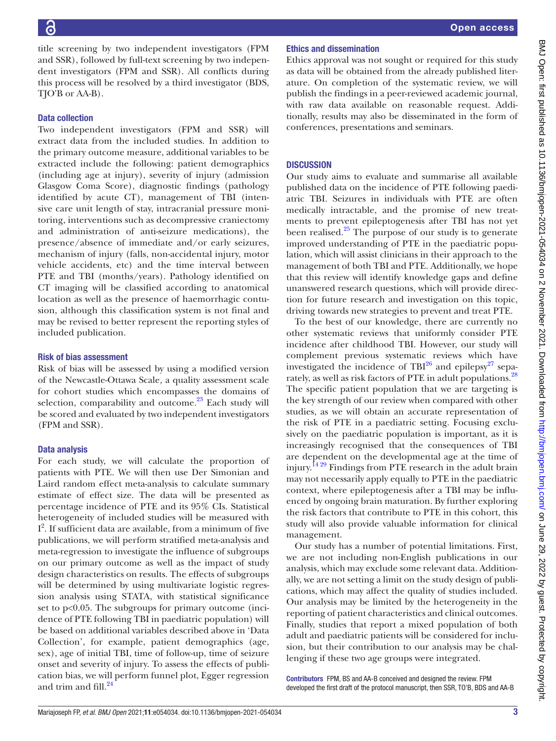title screening by two independent investigators (FPM and SSR), followed by full-text screening by two independent investigators (FPM and SSR). All conflicts during this process will be resolved by a third investigator (BDS, TJO'B or AA-B).

### Data collection

Two independent investigators (FPM and SSR) will extract data from the included studies. In addition to the primary outcome measure, additional variables to be extracted include the following: patient demographics (including age at injury), severity of injury (admission Glasgow Coma Score), diagnostic findings (pathology identified by acute CT), management of TBI (intensive care unit length of stay, intracranial pressure monitoring, interventions such as decompressive craniectomy and administration of anti-seizure medications), the presence/absence of immediate and/or early seizures, mechanism of injury (falls, non-accidental injury, motor vehicle accidents, etc) and the time interval between PTE and TBI (months/years). Pathology identified on CT imaging will be classified according to anatomical location as well as the presence of haemorrhagic contusion, although this classification system is not final and may be revised to better represent the reporting styles of included publication.

### Risk of bias assessment

Risk of bias will be assessed by using a modified version of the Newcastle-Ottawa Scale, a quality assessment scale for cohort studies which encompasses the domains of selection, comparability and outcome.[23] Each study will be scored and evaluated by two independent investigators (FPM and SSR).

### Data analysis

For each study, we will calculate the proportion of patients with PTE. We will then use Der Simonian and Laird random effect meta-analysis to calculate summary estimate of effect size. The data will be presented as percentage incidence of PTE and its 95% CIs. Statistical heterogeneity of included studies will be measured with $I^2$. If sufficient data are available, from a minimum of five publications, we will perform stratified meta-analysis and meta-regression to investigate the influence of subgroups on our primary outcome as well as the impact of study design characteristics on results. The effects of subgroups will be determined by using multivariate logistic regression analysis using STATA, with statistical significance set to $p<0.05$. The subgroups for primary outcome (incidence of PTE following TBI in paediatric population) will be based on additional variables described above in 'Data Collection', for example, patient demographics (age, sex), age of initial TBI, time of follow-up, time of seizure onset and severity of injury. To assess the effects of publication bias, we will perform funnel plot, Egger regression and trim and fill.[24]

### Ethics and dissemination

Ethics approval was not sought or required for this study as data will be obtained from the already published literature. On completion of the systematic review, we will publish the findings in a peer-reviewed academic journal, with raw data available on reasonable request. Additionally, results may also be disseminated in the form of conferences, presentations and seminars.

## DISCUSSION

Our study aims to evaluate and summarise all available published data on the incidence of PTE following paediatric TBI. Seizures in individuals with PTE are often medically intractable, and the promise of new treatments to prevent epileptogenesis after TBI has not yet been realised.[25] The purpose of our study is to generate improved understanding of PTE in the paediatric population, which will assist clinicians in their approach to the management of both TBI and PTE. Additionally, we hope that this review will identify knowledge gaps and define unanswered research questions, which will provide direction for future research and investigation on this topic, driving towards new strategies to prevent and treat PTE.

To the best of our knowledge, there are currently no other systematic reviews that uniformly consider PTE incidence after childhood TBI. However, our study will complement previous systematic reviews which have investigated the incidence of TBI[26] and epilepsy[27] separately, as well as risk factors of PTE in adult populations.[28] The specific patient population that we are targeting is the key strength of our review when compared with other studies, as we will obtain an accurate representation of the risk of PTE in a paediatric setting. Focusing exclusively on the paediatric population is important, as it is increasingly recognised that the consequences of TBI are dependent on the developmental age at the time of injury.[14,29] Findings from PTE research in the adult brain may not necessarily apply equally to PTE in the paediatric context, where epileptogenesis after a TBI may be influenced by ongoing brain maturation. By further exploring the risk factors that contribute to PTE in this cohort, this study will also provide valuable information for clinical management.

Our study has a number of potential limitations. First, we are not including non-English publications in our analysis, which may exclude some relevant data. Additionally, we are not setting a limit on the study design of publications, which may affect the quality of studies included. Our analysis may be limited by the heterogeneity in the reporting of patient characteristics and clinical outcomes. Finally, studies that report a mixed population of both adult and paediatric patients will be considered for inclusion, but their contribution to our analysis may be challenging if these two age groups were integrated.

**Contributors** FPM, BS and AA-B conceived and designed the review. FPM developed the first draft of the protocol manuscript, then SSR, TO'B, BDS and AA-B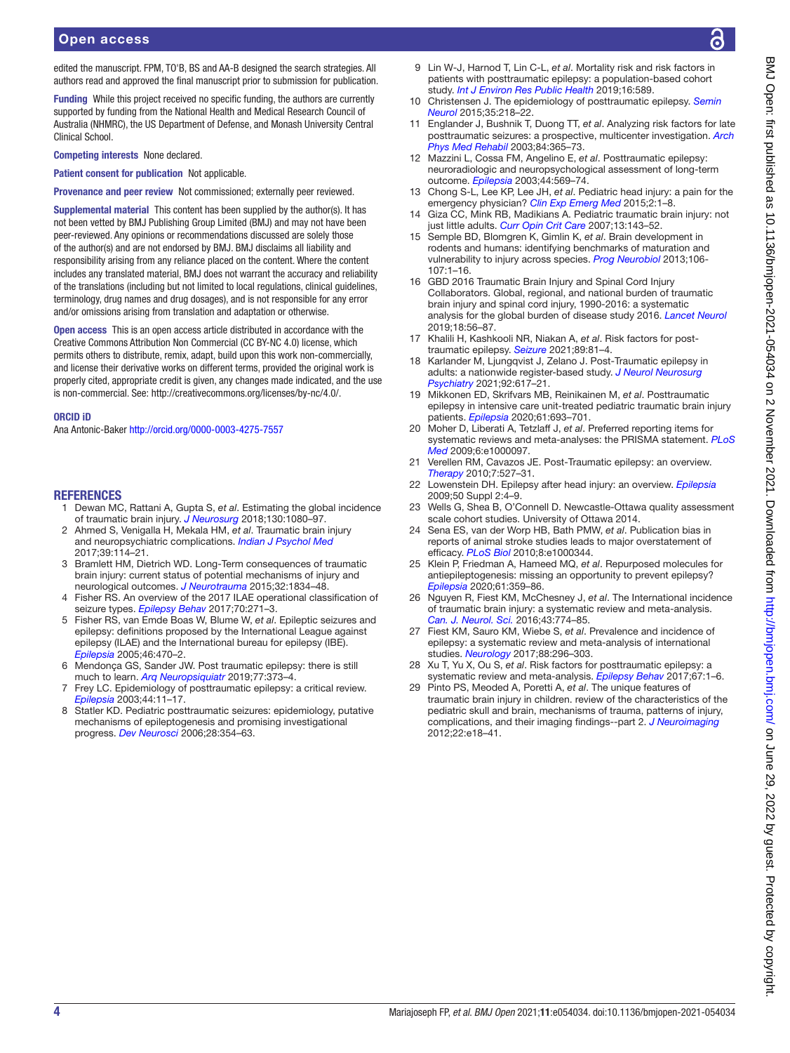edited the manuscript. FPM, TO'B, BS and AA-B designed the search strategies. All authors read and approved the final manuscript prior to submission for publication.

**Funding** While this project received no specific funding, the authors are currently supported by funding from the National Health and Medical Research Council of Australia (NHMRC), the US Department of Defense, and Monash University Central Clinical School.

**Competing interests** None declared.

**Patient consent for publication** Not applicable.

**Provenance and peer review** Not commissioned; externally peer reviewed.

**Supplemental material** This content has been supplied by the author(s). It has not been vetted by BMJ Publishing Group Limited (BMJ) and may not have been peer-reviewed. Any opinions or recommendations discussed are solely those of the author(s) and are not endorsed by BMJ. BMJ disclaims all liability and responsibility arising from any reliance placed on the content. Where the content includes any translated material, BMJ does not warrant the accuracy and reliability of the translations (including but not limited to local regulations, clinical guidelines, terminology, drug names and drug dosages), and is not responsible for any error and/or omissions arising from translation and adaptation or otherwise.

**Open access** This is an open access article distributed in accordance with the Creative Commons Attribution Non Commercial (CC BY-NC 4.0) license, which permits others to distribute, remix, adapt, build upon this work non-commercially, and license their derivative works on different terms, provided the original work is properly cited, appropriate credit is given, any changes made indicated, and the use is non-commercial. See: http://creativecommons.org/licenses/by-nc/4.0/.

#### ORCID iD

Ana Antonic-Baker http://orcid.org/0000-0003-4275-7557

## REFERENCES

1. Dewan MC, Rattani A, Gupta S, *et al*. Estimating the global incidence of traumatic brain injury. *J Neurosurg* 2018;130:1080–97.
2. Ahmed S, Venigalla H, Mekala HM, *et al*. Traumatic brain injury and neuropsychiatric complications. *Indian J Psychol Med* 2017;39:114–21.
3. Bramlett HM, Dietrich WD. Long-Term consequences of traumatic brain injury: current status of potential mechanisms of injury and neurological outcomes. *J Neurotrauma* 2015;32:1834–48.
4. Fisher RS. An overview of the 2017 ILAE operational classification of seizure types. *Epilepsy Behav* 2017;70:271–3.
5. Fisher RS, van Emde Boas W, Blume W, *et al*. Epileptic seizures and epilepsy: definitions proposed by the International League against epilepsy (ILAE) and the International bureau for epilepsy (IBE). *Epilepsia* 2005;46:470–2.
6. Mendonça GS, Sander JW. Post traumatic epilepsy: there is still much to learn. *Arq Neuropsiquiatr* 2019;77:373–4.
7. Frey LC. Epidemiology of posttraumatic epilepsy: a critical review. *Epilepsia* 2003;44:11–17.
8. Statler KD. Pediatric posttraumatic seizures: epidemiology, putative mechanisms of epileptogenesis and promising investigational progress. *Dev Neurosci* 2006;28:354–63.
9. Lin W-J, Harnod T, Lin C-L, *et al*. Mortality risk and risk factors in patients with posttraumatic epilepsy: a population-based cohort study. *Int J Environ Res Public Health* 2019;16:589.
10. Christensen J. The epidemiology of posttraumatic epilepsy. *Semin Neurol* 2015;35:218–22.
11. Englander J, Bushnik T, Duong TT, *et al*. Analyzing risk factors for late posttraumatic seizures: a prospective, multicenter investigation. *Arch Phys Med Rehabil* 2003;84:365–73.
12. Mazzini L, Cossa FM, Angelino E, *et al*. Posttraumatic epilepsy: neuroradiologic and neuropsychological assessment of long-term outcome. *Epilepsia* 2003;44:569–74.
13. Chong S-L, Lee KP, Lee JH, *et al*. Pediatric head injury: a pain for the emergency physician? *Clin Exp Emerg Med* 2015;2:1–8.
14. Giza CC, Mink RB, Madikians A. Pediatric traumatic brain injury: not just little adults. *Curr Opin Crit Care* 2007;13:143–52.
15. Semple BD, Blomgren K, Gimlin K, *et al*. Brain development in rodents and humans: identifying benchmarks of maturation and vulnerability to injury across species. *Prog Neurobiol* 2013;106-107:1–16.
16. GBD 2016 Traumatic Brain Injury and Spinal Cord Injury Collaborators. Global, regional, and national burden of traumatic brain injury and spinal cord injury, 1990-2016: a systematic analysis for the global burden of disease study 2016. *Lancet Neurol* 2019;18:56–87.
17. Khalili H, Kashkooli NR, Niakan A, *et al*. Risk factors for post-traumatic epilepsy. *Seizure* 2021;89:81–4.
18. Karlander M, Ljungqvist J, Zelano J. Post-Traumatic epilepsy in adults: a nationwide register-based study. *J Neurol Neurosurg Psychiatry* 2021;92:617–21.
19. Mikkonen ED, Skrifvars MB, Reinikainen M, *et al*. Posttraumatic epilepsy in intensive care unit-treated pediatric traumatic brain injury patients. *Epilepsia* 2020;61:693–701.
20. Moher D, Liberati A, Tetzlaff J, *et al*. Preferred reporting items for systematic reviews and meta-analyses: the PRISMA statement. *PLoS Med* 2009;6:e1000097.
21. Verellen RM, Cavazos JE. Post-Traumatic epilepsy: an overview. *Therapy* 2010;7:527–31.
22. Lowenstein DH. Epilepsy after head injury: an overview. *Epilepsia* 2009;50 Suppl 2:4–9.
23. Wells G, Shea B, O'Connell D. Newcastle-Ottawa quality assessment scale cohort studies. University of Ottawa 2014.
24. Sena ES, van der Worp HB, Bath PMW, *et al*. Publication bias in reports of animal stroke studies leads to major overstatement of efficacy. *PLoS Biol* 2010;8:e1000344.
25. Klein P, Friedman A, Hameed MQ, *et al*. Repurposed molecules for antiepileptogenesis: missing an opportunity to prevent epilepsy? *Epilepsia* 2020;61:359–86.
26. Nguyen R, Fiest KM, McChesney J, *et al*. The International incidence of traumatic brain injury: a systematic review and meta-analysis. *Can. J. Neurol. Sci.* 2016;43:774–85.
27. Fiest KM, Sauro KM, Wiebe S, *et al*. Prevalence and incidence of epilepsy: a systematic review and meta-analysis of international studies. *Neurology* 2017;88:296–303.
28. Xu T, Yu X, Ou S, *et al*. Risk factors for posttraumatic epilepsy: a systematic review and meta-analysis. *Epilepsy Behav* 2017;67:1–6.
29. Pinto PS, Meoded A, Poretti A, *et al*. The unique features of traumatic brain injury in children. review of the characteristics of the pediatric skull and brain, mechanisms of trauma, patterns of injury, complications, and their imaging findings--part 2. *J Neuroimaging* 2012;22:e18–41.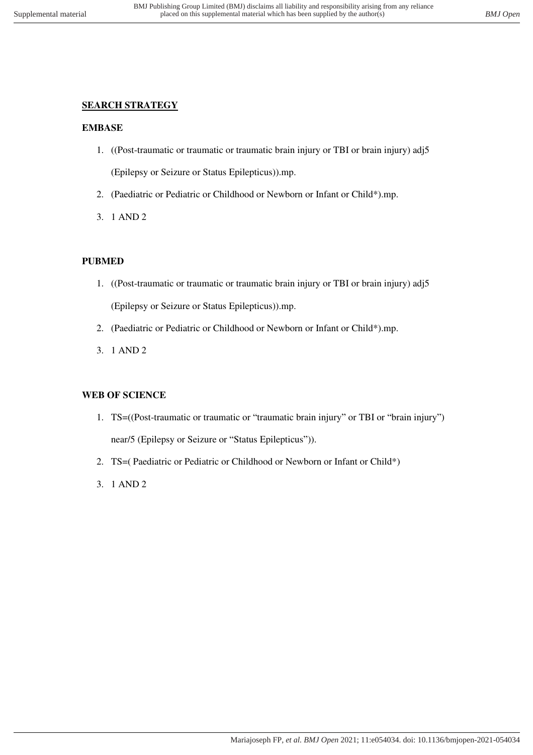## SEARCH STRATEGY

### EMBASE

1. ((Post-traumatic or traumatic or traumatic brain injury or TBI or brain injury) adj5 (Epilepsy or Seizure or Status Epilepticus)).mp.
2. (Paediatric or Pediatric or Childhood or Newborn or Infant or Child*).mp.
3. 1 AND 2

### PUBMED

1. ((Post-traumatic or traumatic or traumatic brain injury or TBI or brain injury) adj5 (Epilepsy or Seizure or Status Epilepticus)).mp.
2. (Paediatric or Pediatric or Childhood or Newborn or Infant or Child*).mp.
3. 1 AND 2

### WEB OF SCIENCE

1. TS=((Post-traumatic or traumatic or "traumatic brain injury" or TBI or "brain injury") near/5 (Epilepsy or Seizure or "Status Epilepticus")).
2. TS=( Paediatric or Pediatric or Childhood or Newborn or Infant or Child*)
3. 1 AND 2